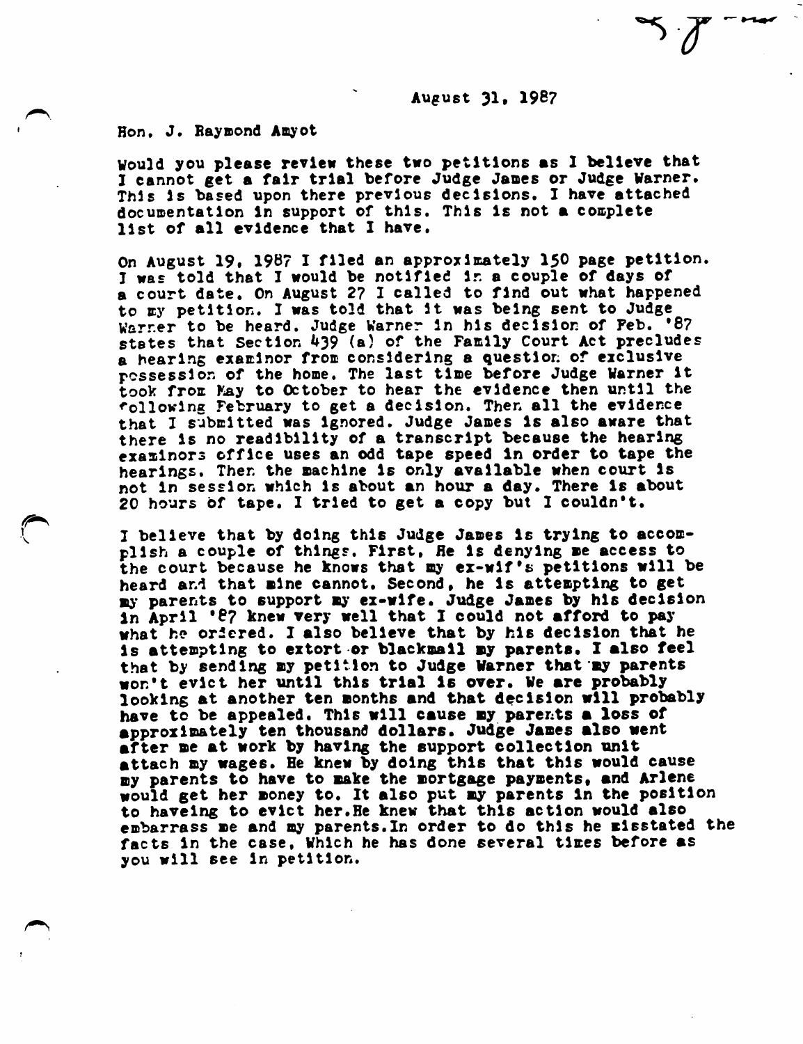August 31, 1987

Hon. J. Raymond Amyot

Would you please review these two petitions as I believe that I cannot get a fair trial before Judge James or Judge Warner. This is based upon there previous decisions. I have attached documentation in support of this. This is not a complete list of all evidence that I have.

On August 19, 1987 I filed an approximately 150 page petition. I was told that I would be notified in a couple of days of a court date. On August 27 I called to find out what happened to my petition. I was told that it was being sent to Judge Warner to be heard. Judge Warner in his decision of Feb. '87 states that Section 439 (a) of the Family Court Act precludes a hearing examinor from considering a question of exclusive possession of the home. The last time before Judge Warner it took from May to October to hear the evidence then until the following February to get a decision. Then all the evidence that I submitted was ignored. Judge James is also aware that there is no readibility of a transcript because the hearing examinors office uses an odd tape speed in order to tape the hearings. Then the machine is only available when court is not in session which is about an hour a day. There is about 20 hours of tape. I tried to get a copy but I couldn't.

I believe that by doing this Judge James is trying to accomplish a couple of things. First, He is denying me access to the court because he knows that my ex-wif's petitions will be heard and that mine cannot. Second, he is attempting to get my parents to support my ex-wife. Judge James by his decision in April '87 knew very well that I could not afford to pay what he ordered. I also believe that by his decision that he is attempting to extort or blackmail my parents. I also feel that by sending my petition to Judge Warner that my parents won't evict her until this trial is over. We are probably looking at another ten months and that decision will probably have to be appealed. This will cause my parents a loss of approximately ten thousand dollars. Judge James also went after me at work by having the support collection unit attach my wages. He knew by doing this that this would cause my parents to have to make the mortgage payments, and Arlene would get her money to. It also put my parents in the position to haveing to evict her.He knew that this action would also embarrass me and my parents.In order to do this he misstated the facts in the case, Which he has done several times before as you will see in petition.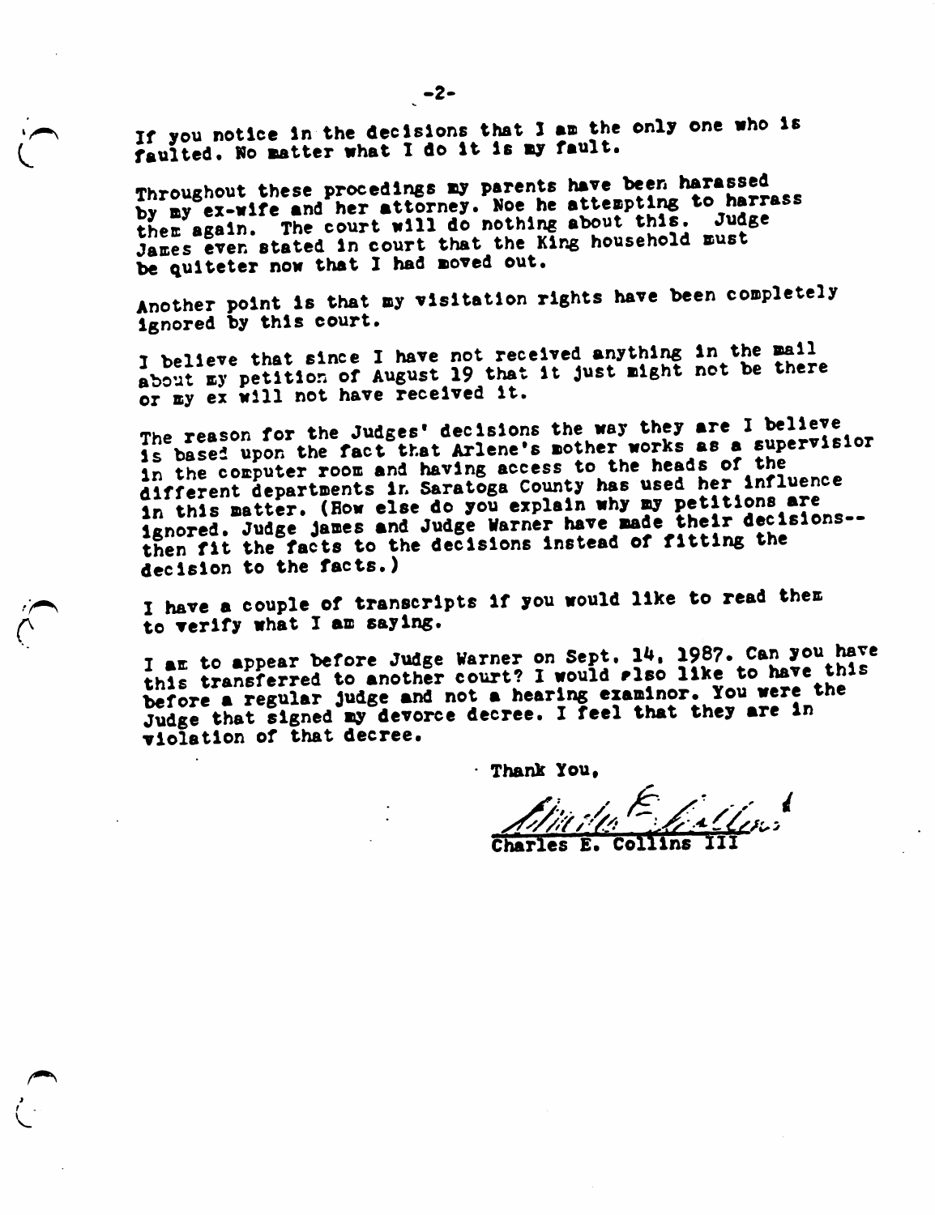If you notice in the decisions that I am the only one who is faulted. No matter what I do it is my fault.

Throughout these procedings my parents have been harassed by my ex-wife and her attorney. Noe he attempting to harrass them again. The court will do nothing about this. Judge James even stated in court that the King household must be quiteter now that I had moved out.

Another point is that my visitation rights have been completely ignored by this court.

I believe that since I have not received anything in the mail about my petition of August 19 that it just might not be there or my ex will not have received it.

The reason for the Judges' decisions the way they are I believe is based upon the fact that Arlene's mother works as a supervisior in the computer room and having access to the heads of the different departments in Saratoga County has used her influence in this matter. (How else do you explain why my petitions are ignored. Judge James and Judge Warner have made their decisions--then fit the facts to the decisions instead of fitting the decision to the facts.)

I have a couple of transcripts if you would like to read them to verify what I am saying.

I am to appear before Judge Warner on Sept. 14, 1987. Can you have this transferred to another court? I would also like to have this before a regular judge and not a hearing examinor. You were the Judge that signed my devorce decree. I feel that they are in violation of that decree.

Thank You,

Charles E. Collins III